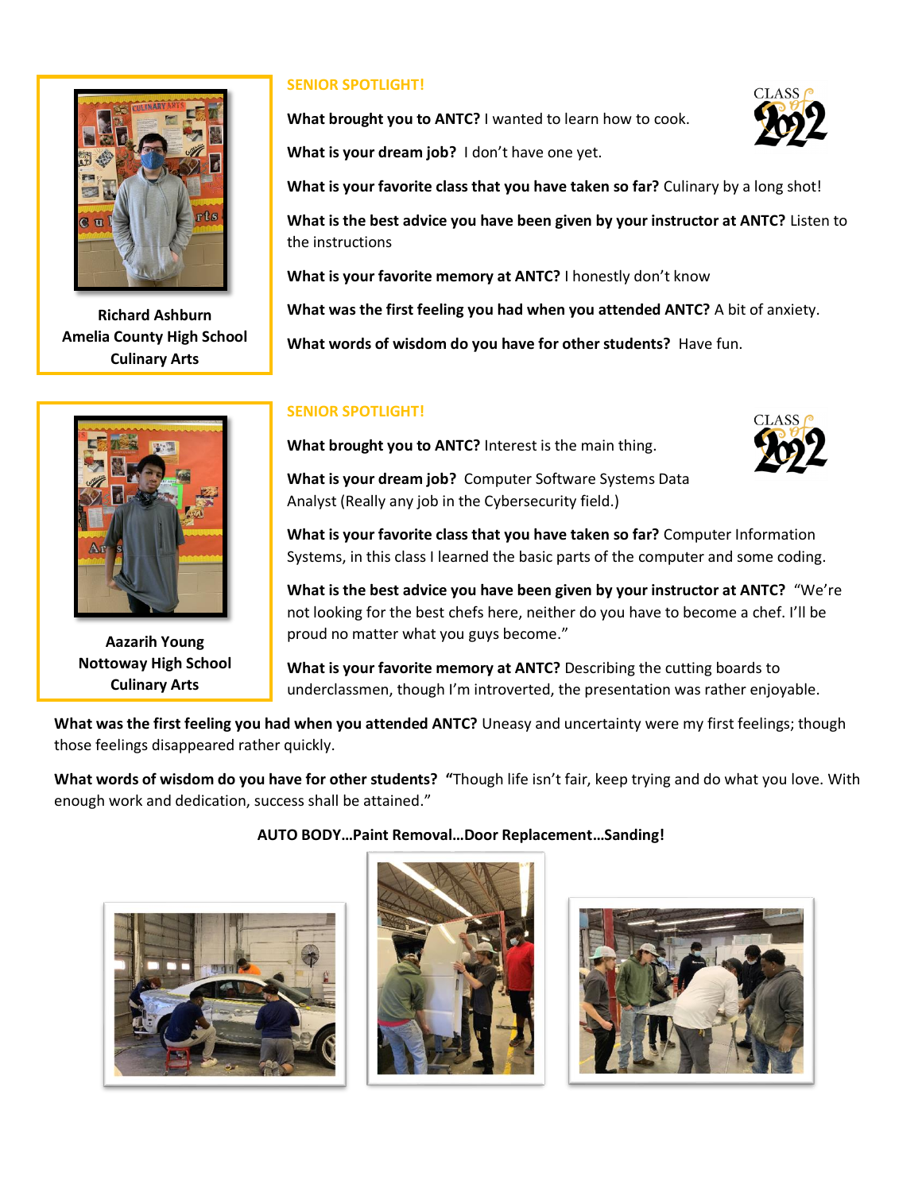**Richard Ashburn**
**Amelia County High School**
**Culinary Arts**

## SENIOR SPOTLIGHT!

**What brought you to ANTC?** I wanted to learn how to cook.

**What is your dream job?** I don't have one yet.

**What is your favorite class that you have taken so far?** Culinary by a long shot!

**What is the best advice you have been given by your instructor at ANTC?** Listen to the instructions

**What is your favorite memory at ANTC?** I honestly don't know

**What was the first feeling you had when you attended ANTC?** A bit of anxiety.

**What words of wisdom do you have for other students?** Have fun.

**Aazarih Young**
**Nottoway High School**
**Culinary Arts**

## SENIOR SPOTLIGHT!

**What brought you to ANTC?** Interest is the main thing.

**What is your dream job?** Computer Software Systems Data Analyst (Really any job in the Cybersecurity field.)

**What is your favorite class that you have taken so far?** Computer Information Systems, in this class I learned the basic parts of the computer and some coding.

**What is the best advice you have been given by your instructor at ANTC?** "We're not looking for the best chefs here, neither do you have to become a chef. I'll be proud no matter what you guys become."

**What is your favorite memory at ANTC?** Describing the cutting boards to underclassmen, though I'm introverted, the presentation was rather enjoyable.

**What was the first feeling you had when you attended ANTC?** Uneasy and uncertainty were my first feelings; though those feelings disappeared rather quickly.

**What words of wisdom do you have for other students?** "Though life isn't fair, keep trying and do what you love. With enough work and dedication, success shall be attained."

**AUTO BODY…Paint Removal…Door Replacement…Sanding!**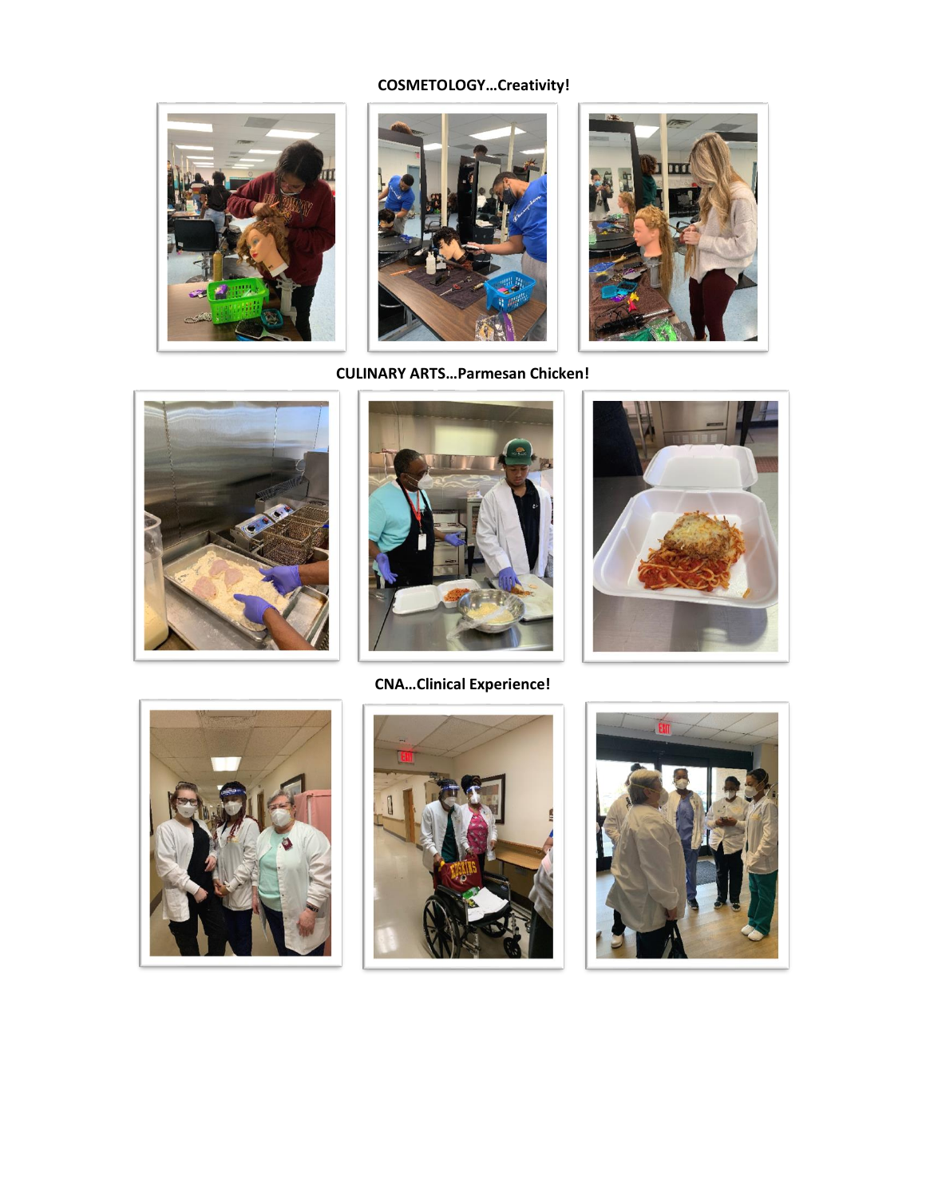**COSMETOLOGY…Creativity!**

**CULINARY ARTS…Parmesan Chicken!**

**CNA…Clinical Experience!**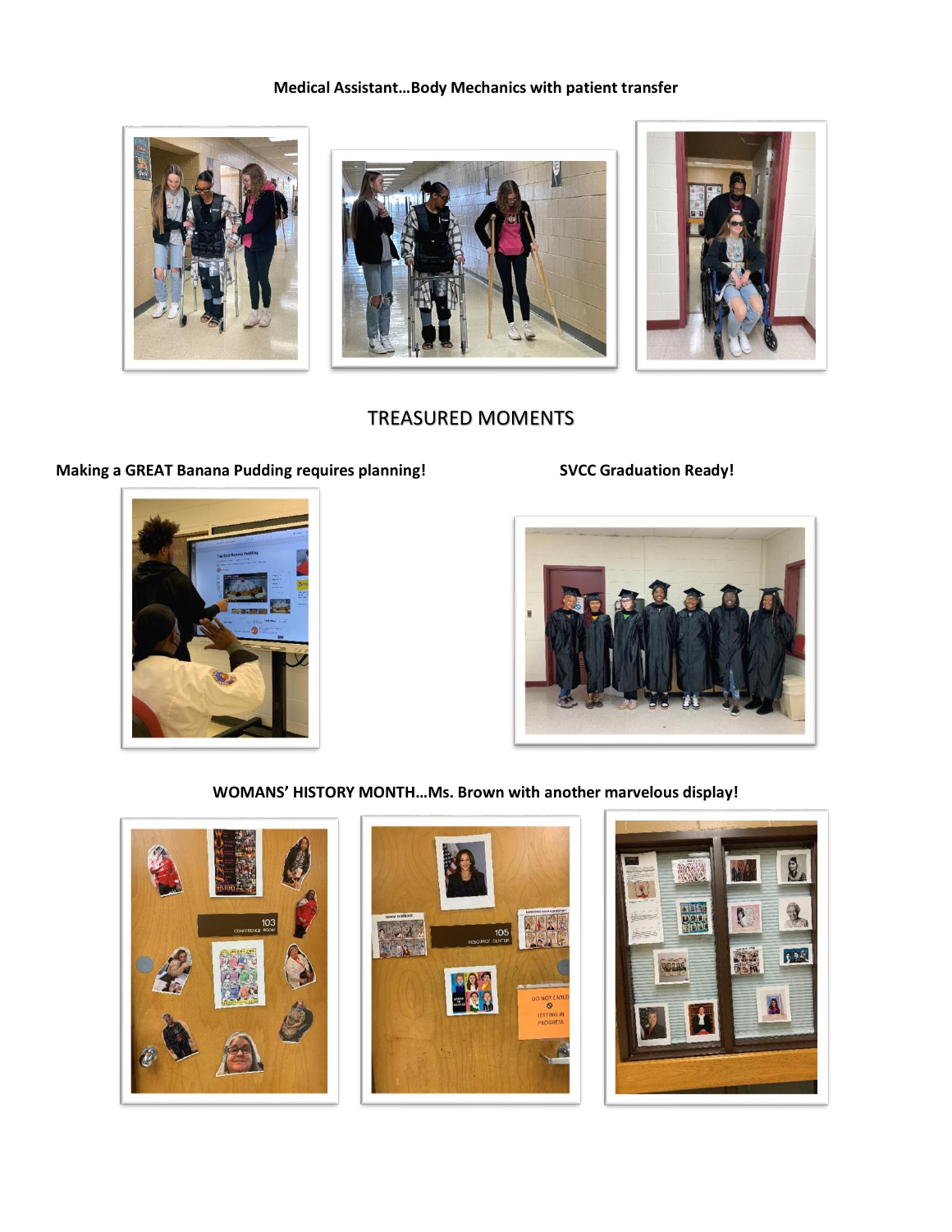**Medical Assistant…Body Mechanics with patient transfer**

## TREASURED MOMENTS

**Making a GREAT Banana Pudding requires planning!**

**SVCC Graduation Ready!**

**WOMANS' HISTORY MONTH…Ms. Brown with another marvelous display!**